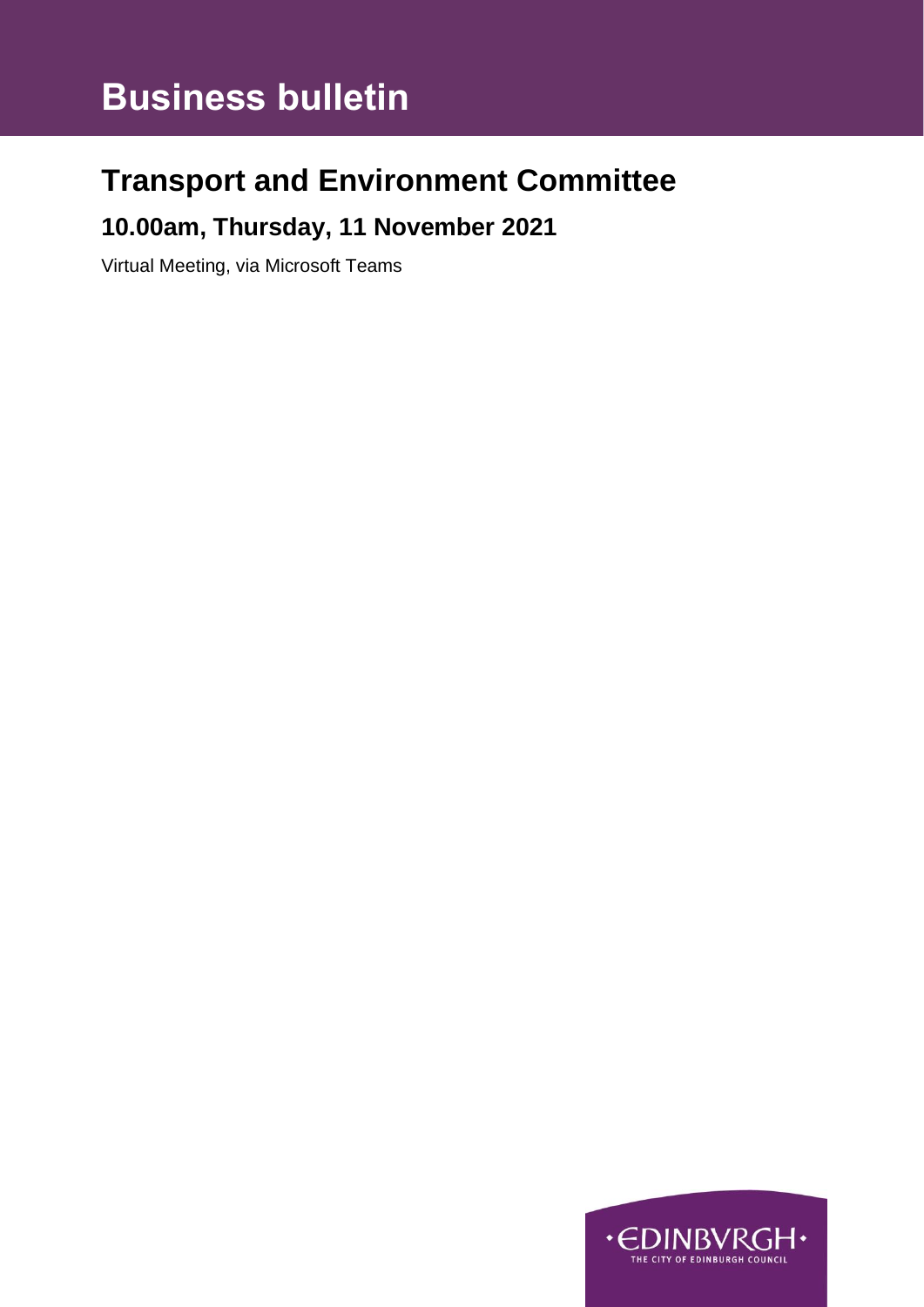# Business bulletin

## Transport and Environment Committee

### 10.00am, Thursday, 11 November 2021

Virtual Meeting, via Microsoft Teams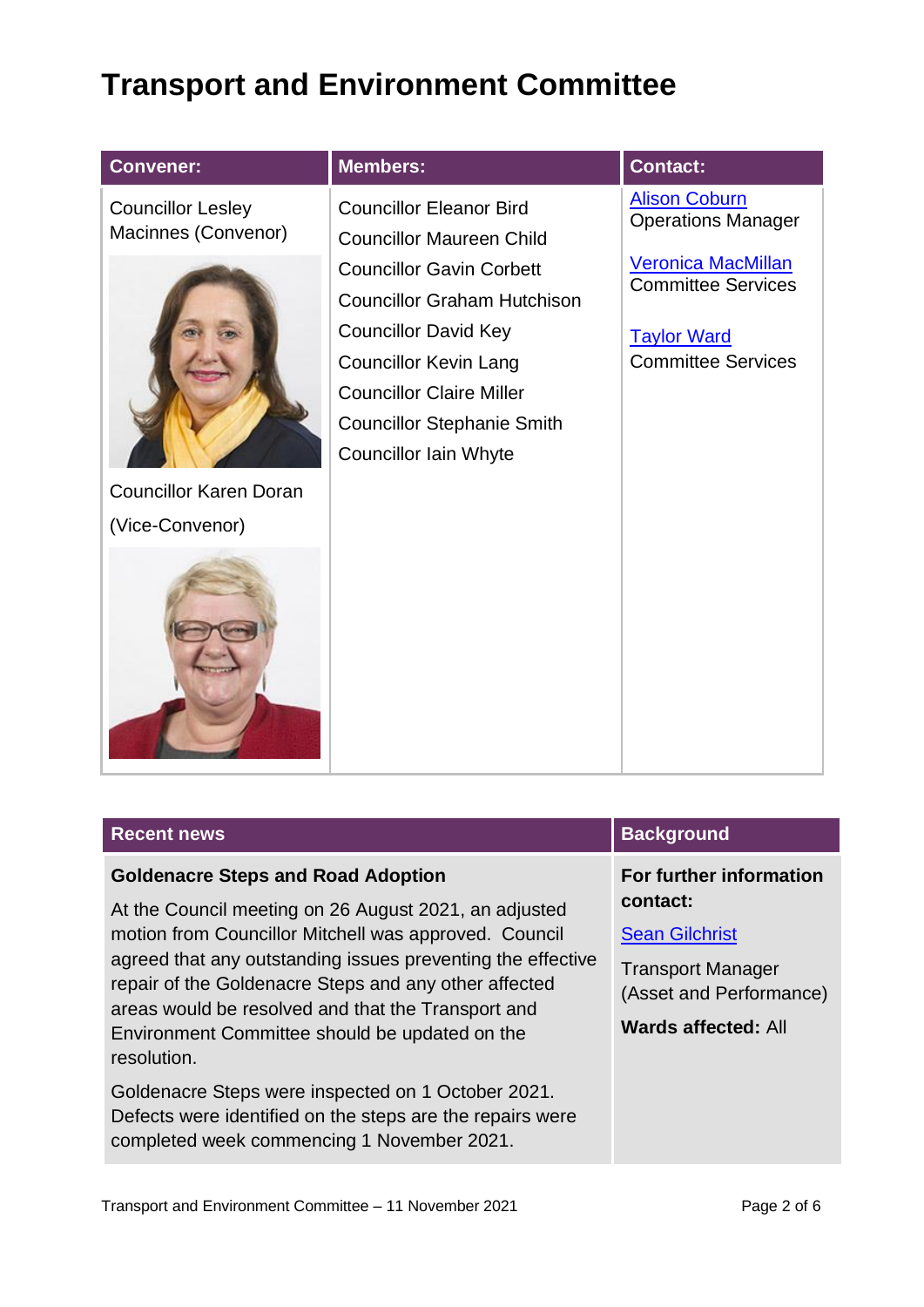# Transport and Environment Committee

| Convener: | Members: | Contact: |
| --- | --- | --- |
| Councillor Lesley Macinnes (Convenor)<br><br>Councillor Karen Doran (Vice-Convenor) | Councillor Eleanor Bird<br>Councillor Maureen Child<br>Councillor Gavin Corbett<br>Councillor Graham Hutchison<br>Councillor David Key<br>Councillor Kevin Lang<br>Councillor Claire Miller<br>Councillor Stephanie Smith<br>Councillor Iain Whyte | Alison Coburn<br>Operations Manager<br><br>Veronica MacMillan<br>Committee Services<br><br>Taylor Ward<br>Committee Services |

| Recent news | Background |
| --- | --- |
| **Goldenacre Steps and Road Adoption**<br><br>At the Council meeting on 26 August 2021, an adjusted motion from Councillor Mitchell was approved. Council agreed that any outstanding issues preventing the effective repair of the Goldenacre Steps and any other affected areas would be resolved and that the Transport and Environment Committee should be updated on the resolution.<br><br>Goldenacre Steps were inspected on 1 October 2021. Defects were identified on the steps are the repairs were completed week commencing 1 November 2021. | **For further information contact:**<br><br>Sean Gilchrist<br><br>Transport Manager (Asset and Performance)<br><br>**Wards affected:** All |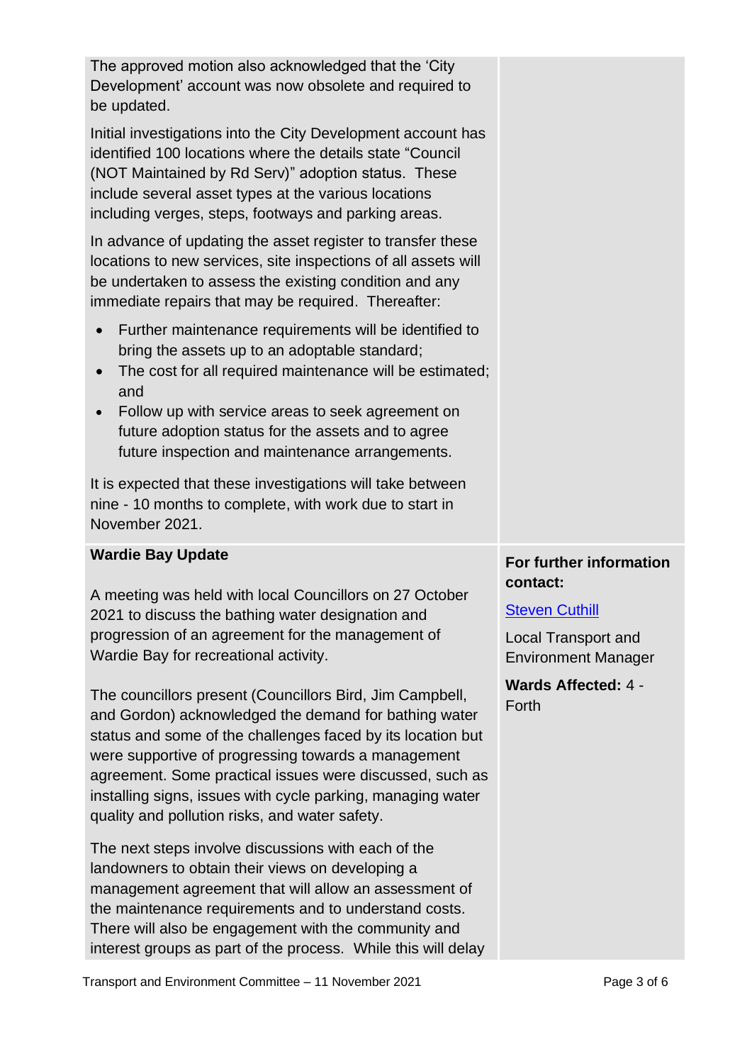The approved motion also acknowledged that the 'City Development' account was now obsolete and required to be updated.

Initial investigations into the City Development account has identified 100 locations where the details state "Council (NOT Maintained by Rd Serv)" adoption status. These include several asset types at the various locations including verges, steps, footways and parking areas.

In advance of updating the asset register to transfer these locations to new services, site inspections of all assets will be undertaken to assess the existing condition and any immediate repairs that may be required. Thereafter:

- Further maintenance requirements will be identified to bring the assets up to an adoptable standard;
- The cost for all required maintenance will be estimated; and
- Follow up with service areas to seek agreement on future adoption status for the assets and to agree future inspection and maintenance arrangements.

It is expected that these investigations will take between nine - 10 months to complete, with work due to start in November 2021.

**Wardie Bay Update**

A meeting was held with local Councillors on 27 October 2021 to discuss the bathing water designation and progression of an agreement for the management of Wardie Bay for recreational activity.

The councillors present (Councillors Bird, Jim Campbell, and Gordon) acknowledged the demand for bathing water status and some of the challenges faced by its location but were supportive of progressing towards a management agreement. Some practical issues were discussed, such as installing signs, issues with cycle parking, managing water quality and pollution risks, and water safety.

The next steps involve discussions with each of the landowners to obtain their views on developing a management agreement that will allow an assessment of the maintenance requirements and to understand costs. There will also be engagement with the community and interest groups as part of the process. While this will delay

**For further information contact:**

Steven Cuthill

Local Transport and Environment Manager

**Wards Affected:** 4 - Forth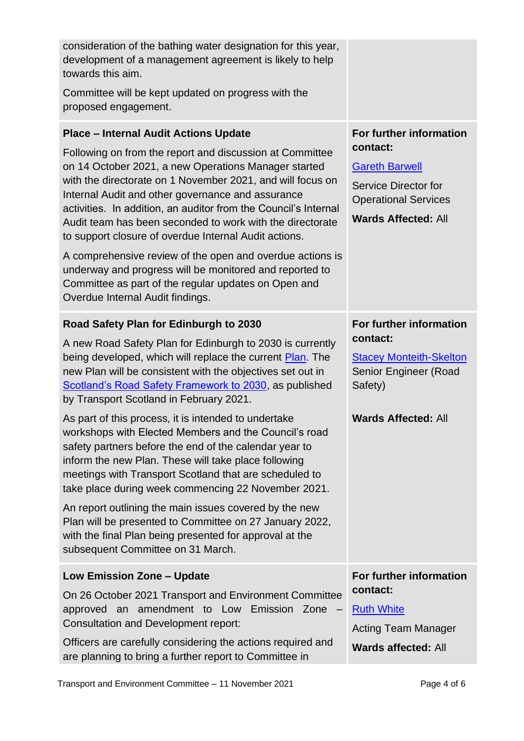| | |
|---|---|
| consideration of the bathing water designation for this year, development of a management agreement is likely to help towards this aim.<br><br>Committee will be kept updated on progress with the proposed engagement. | |
| **Place – Internal Audit Actions Update**<br><br>Following on from the report and discussion at Committee on 14 October 2021, a new Operations Manager started with the directorate on 1 November 2021, and will focus on Internal Audit and other governance and assurance activities. In addition, an auditor from the Council's Internal Audit team has been seconded to work with the directorate to support closure of overdue Internal Audit actions.<br><br>A comprehensive review of the open and overdue actions is underway and progress will be monitored and reported to Committee as part of the regular updates on Open and Overdue Internal Audit findings. | **For further information contact:**<br><br>Gareth Barwell<br><br>Service Director for Operational Services<br><br>**Wards Affected:** All |
| **Road Safety Plan for Edinburgh to 2030**<br><br>A new Road Safety Plan for Edinburgh to 2030 is currently being developed, which will replace the current Plan. The new Plan will be consistent with the objectives set out in Scotland's Road Safety Framework to 2030, as published by Transport Scotland in February 2021.<br><br>As part of this process, it is intended to undertake workshops with Elected Members and the Council's road safety partners before the end of the calendar year to inform the new Plan. These will take place following meetings with Transport Scotland that are scheduled to take place during week commencing 22 November 2021.<br><br>An report outlining the main issues covered by the new Plan will be presented to Committee on 27 January 2022, with the final Plan being presented for approval at the subsequent Committee on 31 March. | **For further information contact:**<br><br>Stacey Monteith-Skelton<br>Senior Engineer (Road Safety)<br><br>**Wards Affected:** All |
| **Low Emission Zone – Update**<br><br>On 26 October 2021 Transport and Environment Committee approved an amendment to Low Emission Zone – Consultation and Development report:<br><br>Officers are carefully considering the actions required and are planning to bring a further report to Committee in | **For further information contact:**<br><br>Ruth White<br><br>Acting Team Manager<br><br>**Wards affected:** All |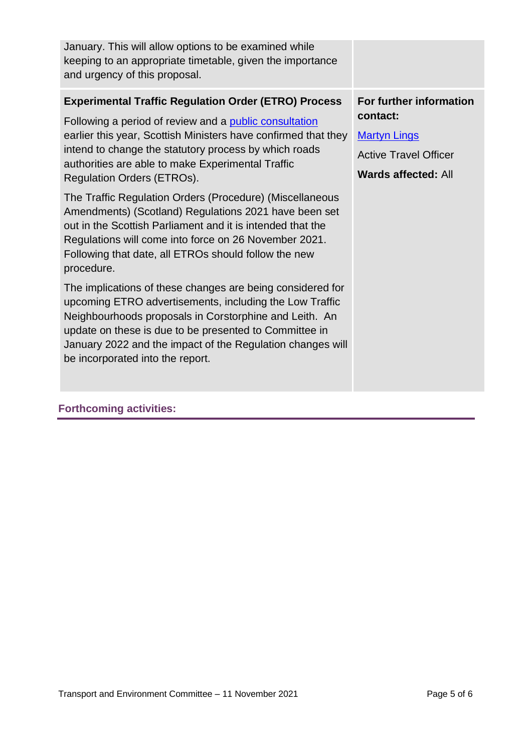| | |
|---|---|
| January. This will allow options to be examined while keeping to an appropriate timetable, given the importance and urgency of this proposal. | |
| **Experimental Traffic Regulation Order (ETRO) Process**<br><br>Following a period of review and a public consultation earlier this year, Scottish Ministers have confirmed that they intend to change the statutory process by which roads authorities are able to make Experimental Traffic Regulation Orders (ETROs).<br><br>The Traffic Regulation Orders (Procedure) (Miscellaneous Amendments) (Scotland) Regulations 2021 have been set out in the Scottish Parliament and it is intended that the Regulations will come into force on 26 November 2021. Following that date, all ETROs should follow the new procedure.<br><br>The implications of these changes are being considered for upcoming ETRO advertisements, including the Low Traffic Neighbourhoods proposals in Corstorphine and Leith. An update on these is due to be presented to Committee in January 2022 and the impact of the Regulation changes will be incorporated into the report. | **For further information contact:**<br><br>Martyn Lings<br><br>Active Travel Officer<br><br>**Wards affected:** All |

## Forthcoming activities: